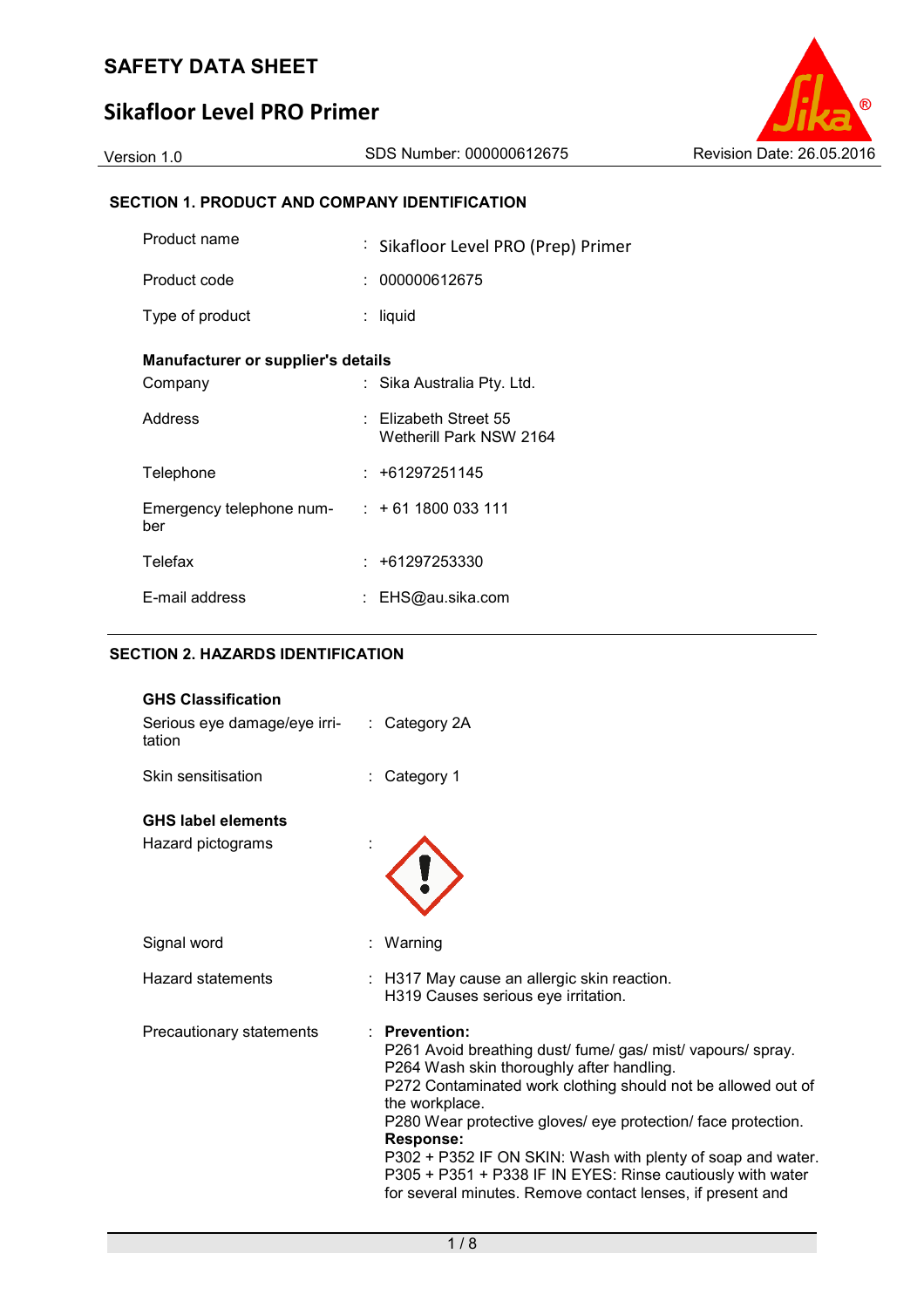# SAFETY DATA SHEET

## Sikafloor Level PRO Primer

Version 1.0 | SDS Number: 000000612675 | Revision Date: 26.05.2016

### SECTION 1. PRODUCT AND COMPANY IDENTIFICATION

Product name : Sikafloor Level PRO (Prep) Primer

Product code : 000000612675

Type of product : liquid

**Manufacturer or supplier's details**

Company : Sika Australia Pty. Ltd.

Address : Elizabeth Street 55
Wetherill Park NSW 2164

Telephone : +61297251145

Emergency telephone number : + 61 1800 033 111

Telefax : +61297253330

E-mail address : EHS@au.sika.com

### SECTION 2. HAZARDS IDENTIFICATION

**GHS Classification**

Serious eye damage/eye irritation : Category 2A

Skin sensitisation : Category 1

**GHS label elements**

Hazard pictograms :

Signal word : Warning

Hazard statements : H317 May cause an allergic skin reaction.
H319 Causes serious eye irritation.

Precautionary statements : **Prevention:**
P261 Avoid breathing dust/ fume/ gas/ mist/ vapours/ spray.
P264 Wash skin thoroughly after handling.
P272 Contaminated work clothing should not be allowed out of the workplace.
P280 Wear protective gloves/ eye protection/ face protection.
**Response:**
P302 + P352 IF ON SKIN: Wash with plenty of soap and water.
P305 + P351 + P338 IF IN EYES: Rinse cautiously with water for several minutes. Remove contact lenses, if present and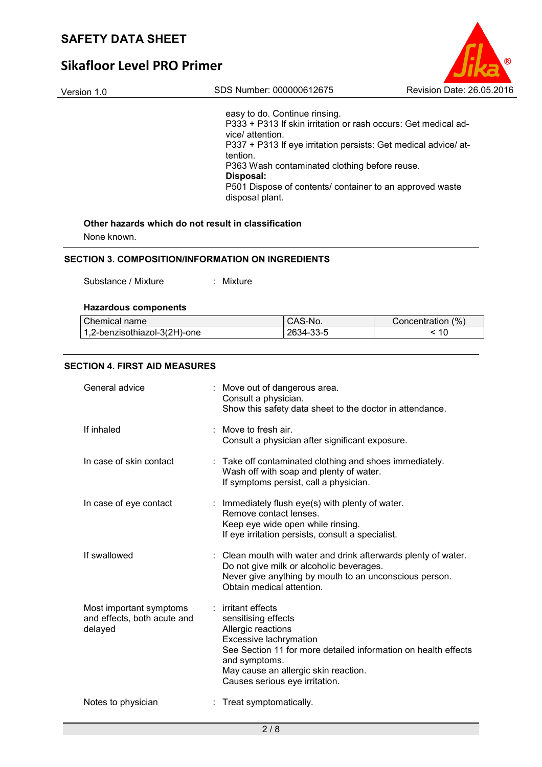easy to do. Continue rinsing.
P333 + P313 If skin irritation or rash occurs: Get medical advice/ attention.
P337 + P313 If eye irritation persists: Get medical advice/ attention.
P363 Wash contaminated clothing before reuse.
**Disposal:**
P501 Dispose of contents/ container to an approved waste disposal plant.

**Other hazards which do not result in classification**

None known.

## SECTION 3. COMPOSITION/INFORMATION ON INGREDIENTS

Substance / Mixture : Mixture

**Hazardous components**

| Chemical name | CAS-No. | Concentration (%) |
|---|---|---|
| 1,2-benzisothiazol-3(2H)-one | 2634-33-5 | < 10 |

## SECTION 4. FIRST AID MEASURES

General advice : Move out of dangerous area.
Consult a physician.
Show this safety data sheet to the doctor in attendance.

If inhaled : Move to fresh air.
Consult a physician after significant exposure.

In case of skin contact : Take off contaminated clothing and shoes immediately.
Wash off with soap and plenty of water.
If symptoms persist, call a physician.

In case of eye contact : Immediately flush eye(s) with plenty of water.
Remove contact lenses.
Keep eye wide open while rinsing.
If eye irritation persists, consult a specialist.

If swallowed : Clean mouth with water and drink afterwards plenty of water.
Do not give milk or alcoholic beverages.
Never give anything by mouth to an unconscious person.
Obtain medical attention.

Most important symptoms and effects, both acute and delayed : irritant effects
sensitising effects
Allergic reactions
Excessive lachrymation
See Section 11 for more detailed information on health effects and symptoms.
May cause an allergic skin reaction.
Causes serious eye irritation.

Notes to physician : Treat symptomatically.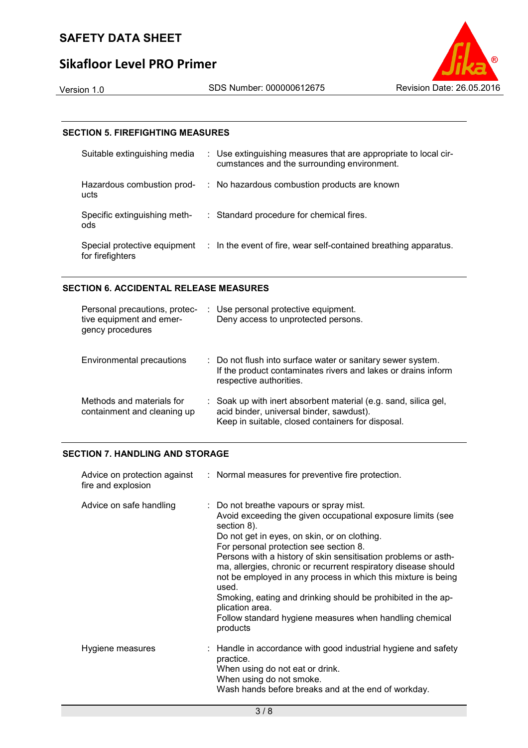## SECTION 5. FIREFIGHTING MEASURES

| | |
|---|---|
| Suitable extinguishing media | : Use extinguishing measures that are appropriate to local circumstances and the surrounding environment. |
| Hazardous combustion products | : No hazardous combustion products are known |
| Specific extinguishing methods | : Standard procedure for chemical fires. |
| Special protective equipment for firefighters | : In the event of fire, wear self-contained breathing apparatus. |

## SECTION 6. ACCIDENTAL RELEASE MEASURES

| | |
|---|---|
| Personal precautions, protective equipment and emergency procedures | : Use personal protective equipment.<br>Deny access to unprotected persons. |
| Environmental precautions | : Do not flush into surface water or sanitary sewer system.<br>If the product contaminates rivers and lakes or drains inform respective authorities. |
| Methods and materials for containment and cleaning up | : Soak up with inert absorbent material (e.g. sand, silica gel, acid binder, universal binder, sawdust).<br>Keep in suitable, closed containers for disposal. |

## SECTION 7. HANDLING AND STORAGE

| | |
|---|---|
| Advice on protection against fire and explosion | : Normal measures for preventive fire protection. |
| Advice on safe handling | : Do not breathe vapours or spray mist.<br>Avoid exceeding the given occupational exposure limits (see section 8).<br>Do not get in eyes, on skin, or on clothing.<br>For personal protection see section 8.<br>Persons with a history of skin sensitisation problems or asthma, allergies, chronic or recurrent respiratory disease should not be employed in any process in which this mixture is being used.<br>Smoking, eating and drinking should be prohibited in the application area.<br>Follow standard hygiene measures when handling chemical products |
| Hygiene measures | : Handle in accordance with good industrial hygiene and safety practice.<br>When using do not eat or drink.<br>When using do not smoke.<br>Wash hands before breaks and at the end of workday. |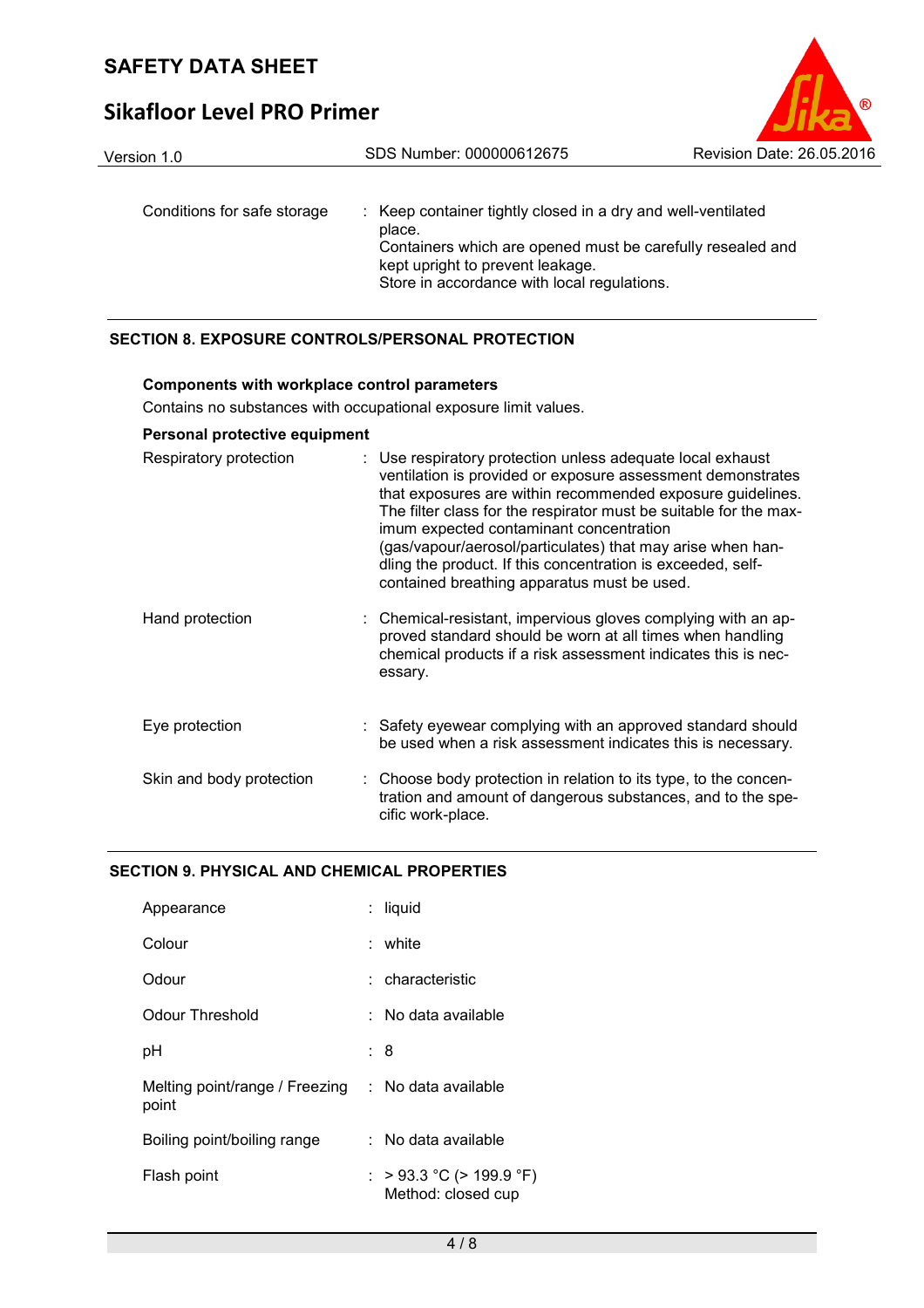| | | |
|---|---|---|
| Conditions for safe storage | : | Keep container tightly closed in a dry and well-ventilated place.<br>Containers which are opened must be carefully resealed and kept upright to prevent leakage.<br>Store in accordance with local regulations. |

## SECTION 8. EXPOSURE CONTROLS/PERSONAL PROTECTION

**Components with workplace control parameters**

Contains no substances with occupational exposure limit values.

**Personal protective equipment**

| | | |
|---|---|---|
| Respiratory protection | : | Use respiratory protection unless adequate local exhaust ventilation is provided or exposure assessment demonstrates that exposures are within recommended exposure guidelines. The filter class for the respirator must be suitable for the maximum expected contaminant concentration (gas/vapour/aerosol/particulates) that may arise when handling the product. If this concentration is exceeded, self-contained breathing apparatus must be used. |
| Hand protection | : | Chemical-resistant, impervious gloves complying with an approved standard should be worn at all times when handling chemical products if a risk assessment indicates this is necessary. |
| Eye protection | : | Safety eyewear complying with an approved standard should be used when a risk assessment indicates this is necessary. |
| Skin and body protection | : | Choose body protection in relation to its type, to the concentration and amount of dangerous substances, and to the specific work-place. |

## SECTION 9. PHYSICAL AND CHEMICAL PROPERTIES

| | | |
|---|---|---|
| Appearance | : | liquid |
| Colour | : | white |
| Odour | : | characteristic |
| Odour Threshold | : | No data available |
| pH | : | 8 |
| Melting point/range / Freezing point | : | No data available |
| Boiling point/boiling range | : | No data available |
| Flash point | : | > 93.3 °C (> 199.9 °F)<br>Method: closed cup |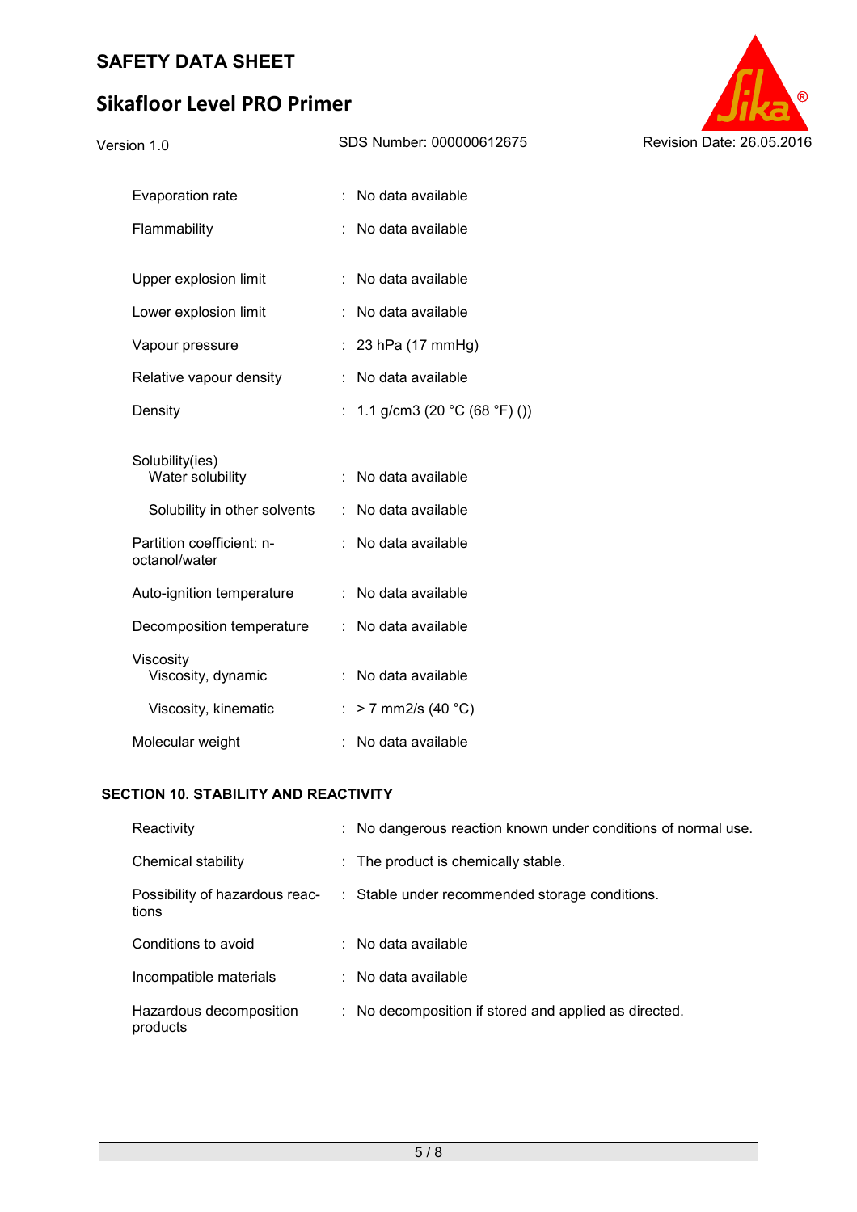| | | |
|---|---|---|
| Evaporation rate | : | No data available |
| Flammability | : | No data available |
| Upper explosion limit | : | No data available |
| Lower explosion limit | : | No data available |
| Vapour pressure | : | 23 hPa (17 mmHg) |
| Relative vapour density | : | No data available |
| Density | : | 1.1 g/cm3 (20 °C (68 °F) ()) |
| Solubility(ies) | | |
| Water solubility | : | No data available |
| Solubility in other solvents | : | No data available |
| Partition coefficient: n-octanol/water | : | No data available |
| Auto-ignition temperature | : | No data available |
| Decomposition temperature | : | No data available |
| Viscosity | | |
| Viscosity, dynamic | : | No data available |
| Viscosity, kinematic | : | > 7 mm2/s (40 °C) |
| Molecular weight | : | No data available |

## SECTION 10. STABILITY AND REACTIVITY

| | | |
|---|---|---|
| Reactivity | : | No dangerous reaction known under conditions of normal use. |
| Chemical stability | : | The product is chemically stable. |
| Possibility of hazardous reactions | : | Stable under recommended storage conditions. |
| Conditions to avoid | : | No data available |
| Incompatible materials | : | No data available |
| Hazardous decomposition products | : | No decomposition if stored and applied as directed. |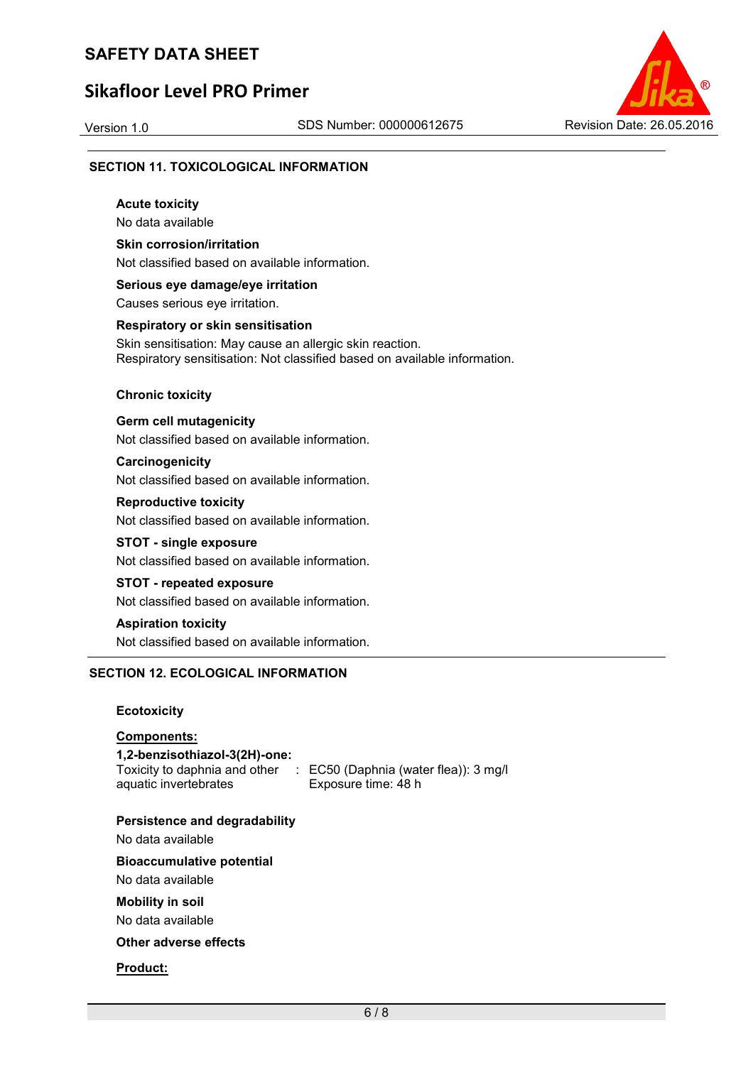## SECTION 11. TOXICOLOGICAL INFORMATION

**Acute toxicity**

No data available

**Skin corrosion/irritation**

Not classified based on available information.

**Serious eye damage/eye irritation**

Causes serious eye irritation.

**Respiratory or skin sensitisation**

Skin sensitisation: May cause an allergic skin reaction.
Respiratory sensitisation: Not classified based on available information.

**Chronic toxicity**

**Germ cell mutagenicity**

Not classified based on available information.

**Carcinogenicity**

Not classified based on available information.

**Reproductive toxicity**

Not classified based on available information.

**STOT - single exposure**

Not classified based on available information.

**STOT - repeated exposure**

Not classified based on available information.

**Aspiration toxicity**

Not classified based on available information.

## SECTION 12. ECOLOGICAL INFORMATION

**Ecotoxicity**

**Components:**

**1,2-benzisothiazol-3(2H)-one:**

Toxicity to daphnia and other aquatic invertebrates : EC50 (Daphnia (water flea)): 3 mg/l
Exposure time: 48 h

**Persistence and degradability**

No data available

**Bioaccumulative potential**

No data available

**Mobility in soil**

No data available

**Other adverse effects**

**Product:**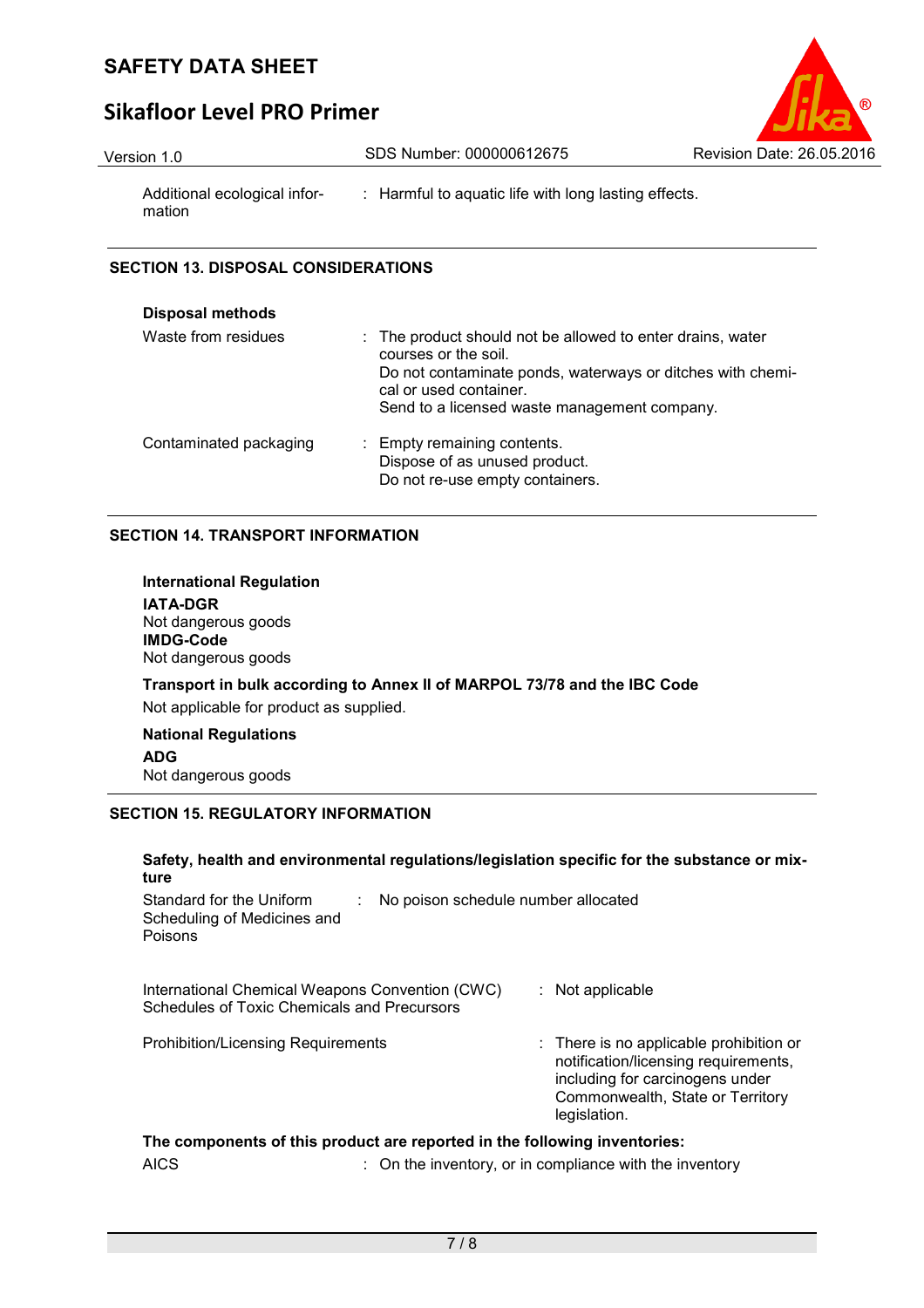| | |
|---|---|
| Additional ecological information | : Harmful to aquatic life with long lasting effects. |

## SECTION 13. DISPOSAL CONSIDERATIONS

**Disposal methods**

| | |
|---|---|
| Waste from residues | : The product should not be allowed to enter drains, water courses or the soil.<br>Do not contaminate ponds, waterways or ditches with chemical or used container.<br>Send to a licensed waste management company. |
| Contaminated packaging | : Empty remaining contents.<br>Dispose of as unused product.<br>Do not re-use empty containers. |

## SECTION 14. TRANSPORT INFORMATION

**International Regulation**

**IATA-DGR**
Not dangerous goods

**IMDG-Code**
Not dangerous goods

**Transport in bulk according to Annex II of MARPOL 73/78 and the IBC Code**

Not applicable for product as supplied.

**National Regulations**

**ADG**
Not dangerous goods

## SECTION 15. REGULATORY INFORMATION

**Safety, health and environmental regulations/legislation specific for the substance or mixture**

| | |
|---|---|
| Standard for the Uniform Scheduling of Medicines and Poisons | : No poison schedule number allocated |
| International Chemical Weapons Convention (CWC) Schedules of Toxic Chemicals and Precursors | : Not applicable |
| Prohibition/Licensing Requirements | : There is no applicable prohibition or notification/licensing requirements, including for carcinogens under Commonwealth, State or Territory legislation. |

**The components of this product are reported in the following inventories:**

| | |
|---|---|
| AICS | : On the inventory, or in compliance with the inventory |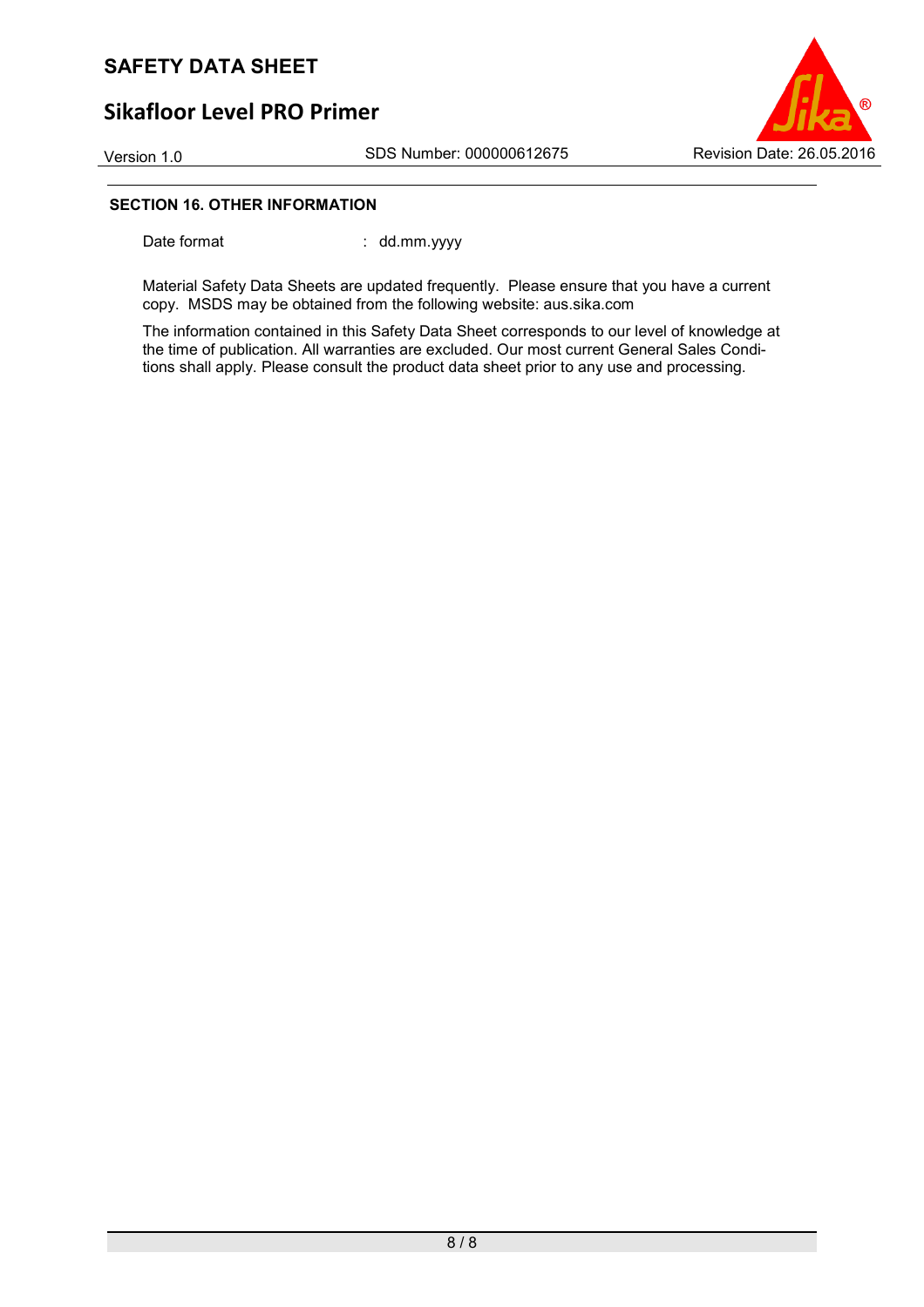## SECTION 16. OTHER INFORMATION

Date format : dd.mm.yyyy

Material Safety Data Sheets are updated frequently. Please ensure that you have a current copy. MSDS may be obtained from the following website: aus.sika.com

The information contained in this Safety Data Sheet corresponds to our level of knowledge at the time of publication. All warranties are excluded. Our most current General Sales Conditions shall apply. Please consult the product data sheet prior to any use and processing.